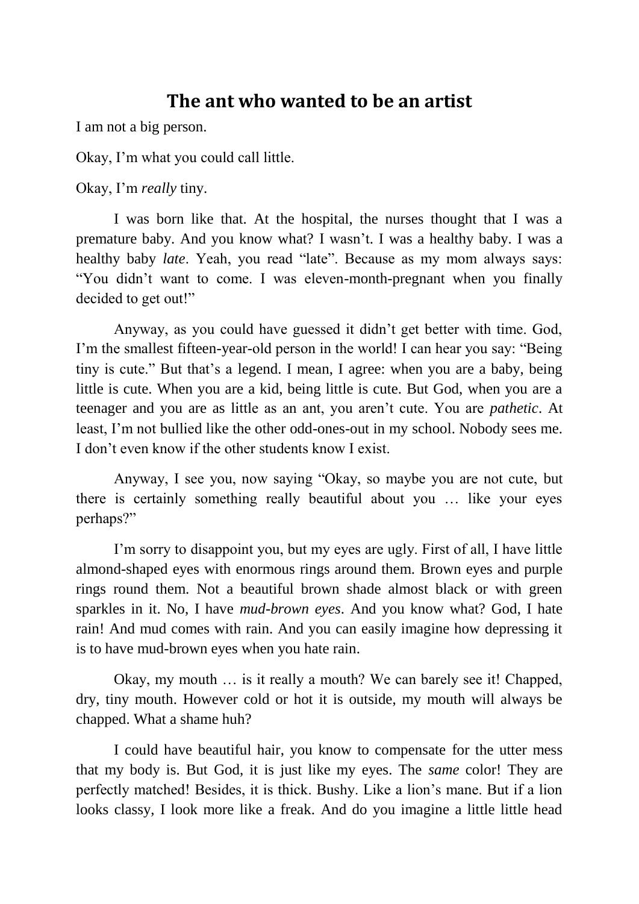# The ant who wanted to be an artist

I am not a big person.

Okay, I'm what you could call little.

Okay, I'm *really* tiny.

I was born like that. At the hospital, the nurses thought that I was a premature baby. And you know what? I wasn't. I was a healthy baby. I was a healthy baby *late*. Yeah, you read "late". Because as my mom always says: "You didn't want to come. I was eleven-month-pregnant when you finally decided to get out!"

Anyway, as you could have guessed it didn't get better with time. God, I'm the smallest fifteen-year-old person in the world! I can hear you say: "Being tiny is cute." But that's a legend. I mean, I agree: when you are a baby, being little is cute. When you are a kid, being little is cute. But God, when you are a teenager and you are as little as an ant, you aren't cute. You are *pathetic*. At least, I'm not bullied like the other odd-ones-out in my school. Nobody sees me. I don't even know if the other students know I exist.

Anyway, I see you, now saying "Okay, so maybe you are not cute, but there is certainly something really beautiful about you … like your eyes perhaps?"

I'm sorry to disappoint you, but my eyes are ugly. First of all, I have little almond-shaped eyes with enormous rings around them. Brown eyes and purple rings round them. Not a beautiful brown shade almost black or with green sparkles in it. No, I have *mud-brown eyes*. And you know what? God, I hate rain! And mud comes with rain. And you can easily imagine how depressing it is to have mud-brown eyes when you hate rain.

Okay, my mouth … is it really a mouth? We can barely see it! Chapped, dry, tiny mouth. However cold or hot it is outside, my mouth will always be chapped. What a shame huh?

I could have beautiful hair, you know to compensate for the utter mess that my body is. But God, it is just like my eyes. The *same* color! They are perfectly matched! Besides, it is thick. Bushy. Like a lion's mane. But if a lion looks classy, I look more like a freak. And do you imagine a little little head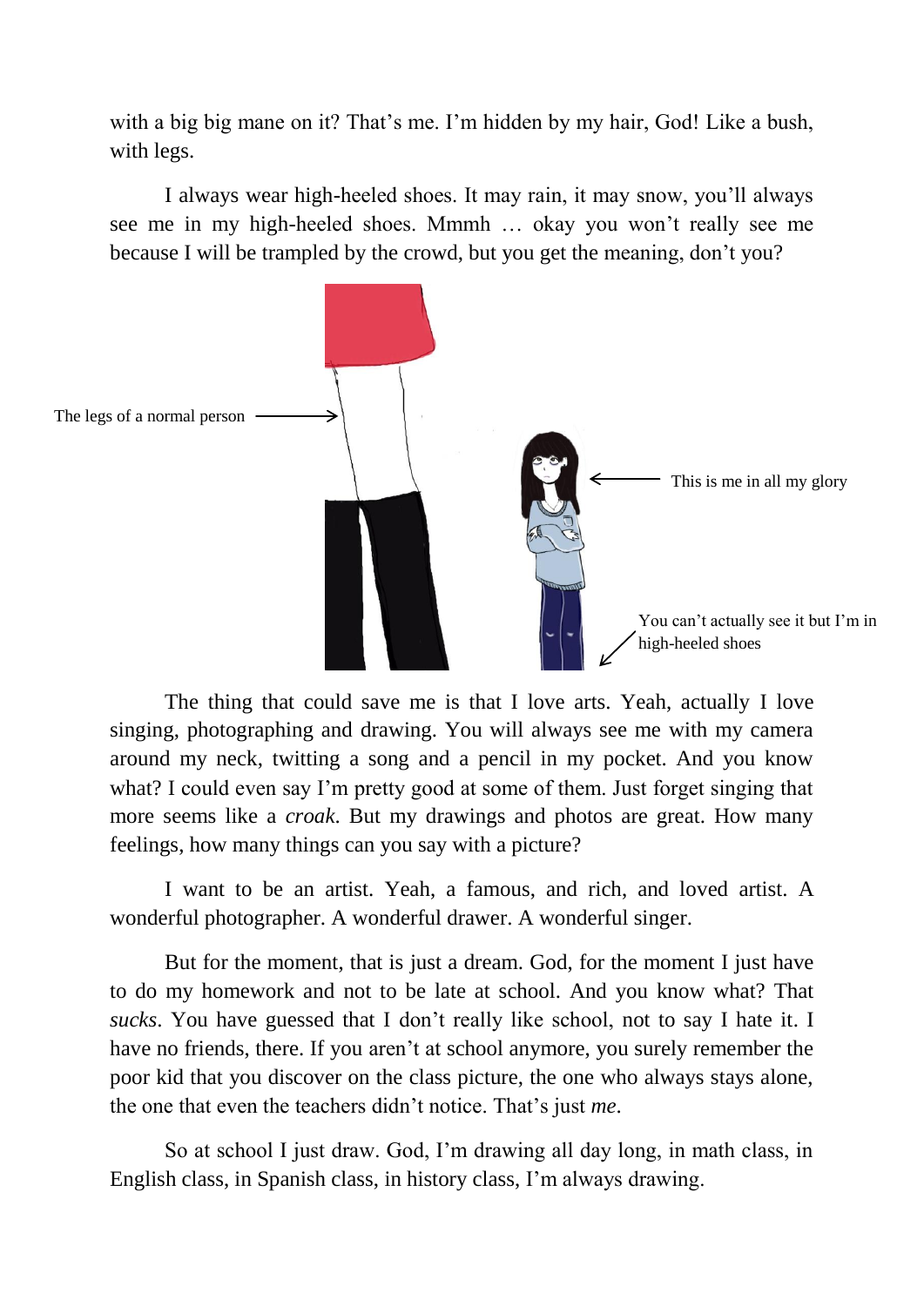with a big big mane on it? That's me. I'm hidden by my hair, God! Like a bush, with legs.

I always wear high-heeled shoes. It may rain, it may snow, you'll always see me in my high-heeled shoes. Mmmh … okay you won't really see me because I will be trampled by the crowd, but you get the meaning, don't you?

The legs of a normal person

This is me in all my glory

You can't actually see it but I'm in high-heeled shoes

The thing that could save me is that I love arts. Yeah, actually I love singing, photographing and drawing. You will always see me with my camera around my neck, twitting a song and a pencil in my pocket. And you know what? I could even say I'm pretty good at some of them. Just forget singing that more seems like a *croak*. But my drawings and photos are great. How many feelings, how many things can you say with a picture?

I want to be an artist. Yeah, a famous, and rich, and loved artist. A wonderful photographer. A wonderful drawer. A wonderful singer.

But for the moment, that is just a dream. God, for the moment I just have to do my homework and not to be late at school. And you know what? That *sucks*. You have guessed that I don't really like school, not to say I hate it. I have no friends, there. If you aren't at school anymore, you surely remember the poor kid that you discover on the class picture, the one who always stays alone, the one that even the teachers didn't notice. That's just *me*.

So at school I just draw. God, I'm drawing all day long, in math class, in English class, in Spanish class, in history class, I'm always drawing.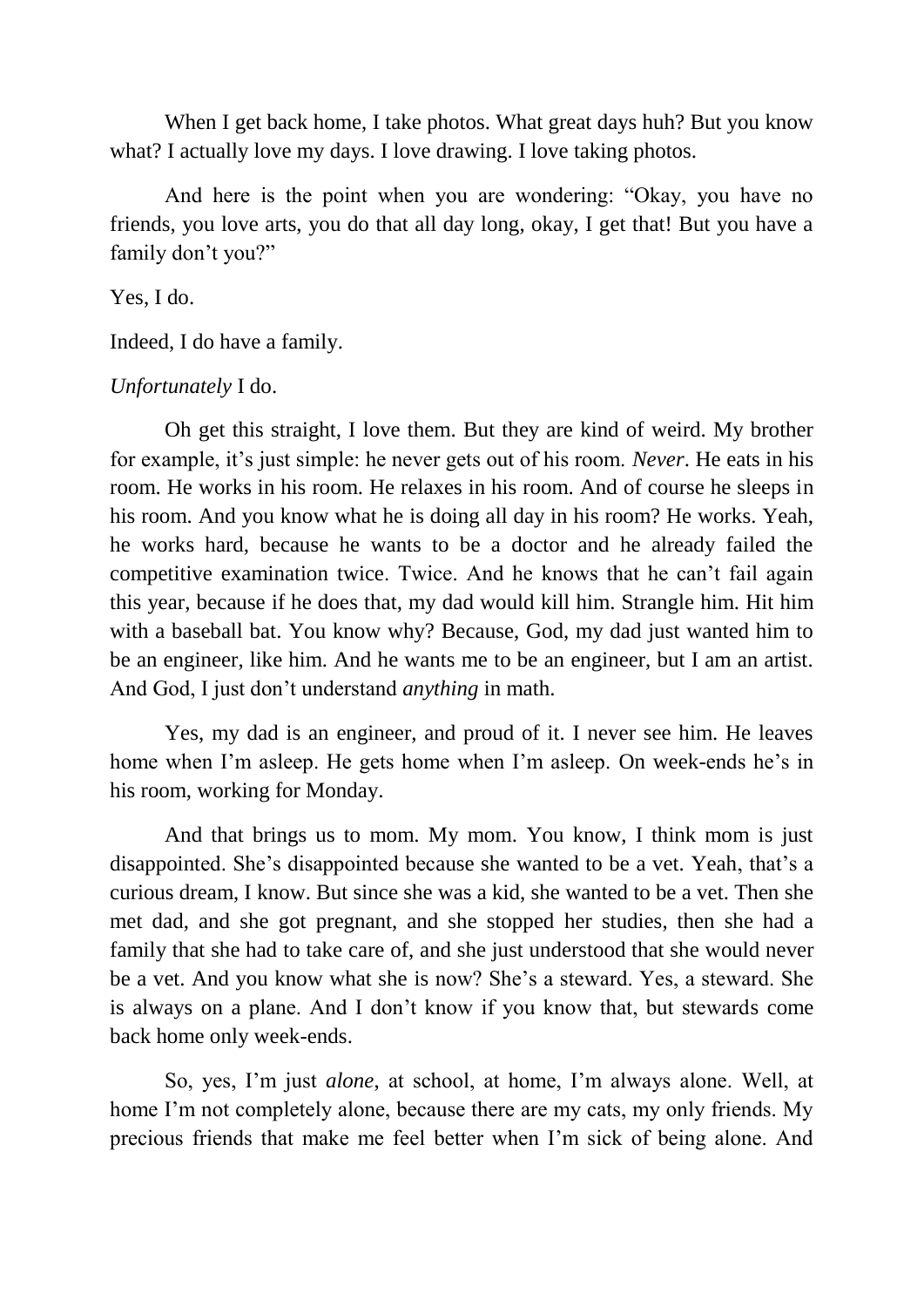When I get back home, I take photos. What great days huh? But you know what? I actually love my days. I love drawing. I love taking photos.

And here is the point when you are wondering: "Okay, you have no friends, you love arts, you do that all day long, okay, I get that! But you have a family don't you?"

Yes, I do.

Indeed, I do have a family.

*Unfortunately* I do.

Oh get this straight, I love them. But they are kind of weird. My brother for example, it's just simple: he never gets out of his room. *Never*. He eats in his room. He works in his room. He relaxes in his room. And of course he sleeps in his room. And you know what he is doing all day in his room? He works. Yeah, he works hard, because he wants to be a doctor and he already failed the competitive examination twice. Twice. And he knows that he can't fail again this year, because if he does that, my dad would kill him. Strangle him. Hit him with a baseball bat. You know why? Because, God, my dad just wanted him to be an engineer, like him. And he wants me to be an engineer, but I am an artist. And God, I just don't understand *anything* in math.

Yes, my dad is an engineer, and proud of it. I never see him. He leaves home when I'm asleep. He gets home when I'm asleep. On week-ends he's in his room, working for Monday.

And that brings us to mom. My mom. You know, I think mom is just disappointed. She's disappointed because she wanted to be a vet. Yeah, that's a curious dream, I know. But since she was a kid, she wanted to be a vet. Then she met dad, and she got pregnant, and she stopped her studies, then she had a family that she had to take care of, and she just understood that she would never be a vet. And you know what she is now? She's a steward. Yes, a steward. She is always on a plane. And I don't know if you know that, but stewards come back home only week-ends.

So, yes, I'm just *alone*, at school, at home, I'm always alone. Well, at home I'm not completely alone, because there are my cats, my only friends. My precious friends that make me feel better when I'm sick of being alone. And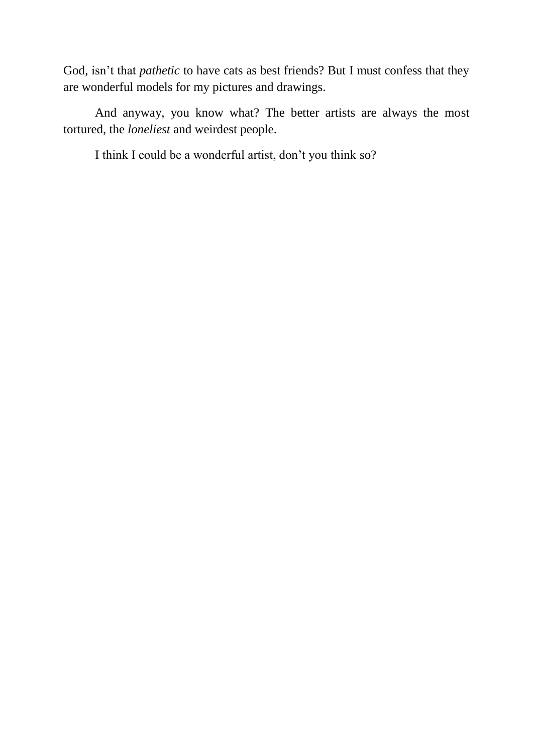God, isn't that *pathetic* to have cats as best friends? But I must confess that they are wonderful models for my pictures and drawings.

And anyway, you know what? The better artists are always the most tortured, the *loneliest* and weirdest people.

I think I could be a wonderful artist, don't you think so?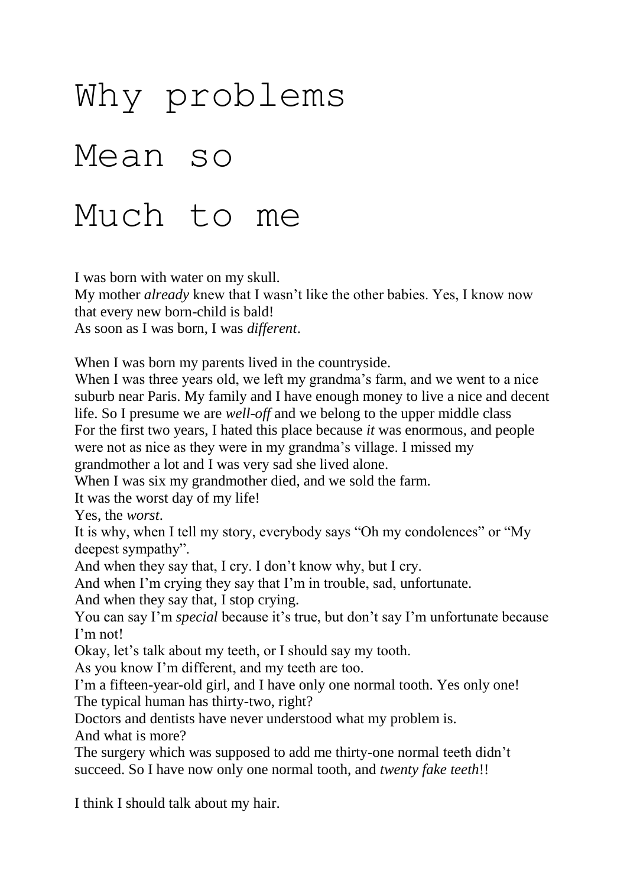# Why problems Mean so Much to me

I was born with water on my skull.
My mother *already* knew that I wasn't like the other babies. Yes, I know now that every new born-child is bald!
As soon as I was born, I was *different*.

When I was born my parents lived in the countryside.
When I was three years old, we left my grandma's farm, and we went to a nice suburb near Paris. My family and I have enough money to live a nice and decent life. So I presume we are *well-off* and we belong to the upper middle class
For the first two years, I hated this place because *it* was enormous, and people were not as nice as they were in my grandma's village. I missed my grandmother a lot and I was very sad she lived alone.
When I was six my grandmother died, and we sold the farm.
It was the worst day of my life!
Yes, the *worst*.
It is why, when I tell my story, everybody says "Oh my condolences" or "My deepest sympathy".
And when they say that, I cry. I don't know why, but I cry.
And when I'm crying they say that I'm in trouble, sad, unfortunate.
And when they say that, I stop crying.
You can say I'm *special* because it's true, but don't say I'm unfortunate because I'm not!
Okay, let's talk about my teeth, or I should say my tooth.
As you know I'm different, and my teeth are too.
I'm a fifteen-year-old girl, and I have only one normal tooth. Yes only one!
The typical human has thirty-two, right?
Doctors and dentists have never understood what my problem is.
And what is more?
The surgery which was supposed to add me thirty-one normal teeth didn't succeed. So I have now only one normal tooth, and *twenty fake teeth*!!

I think I should talk about my hair.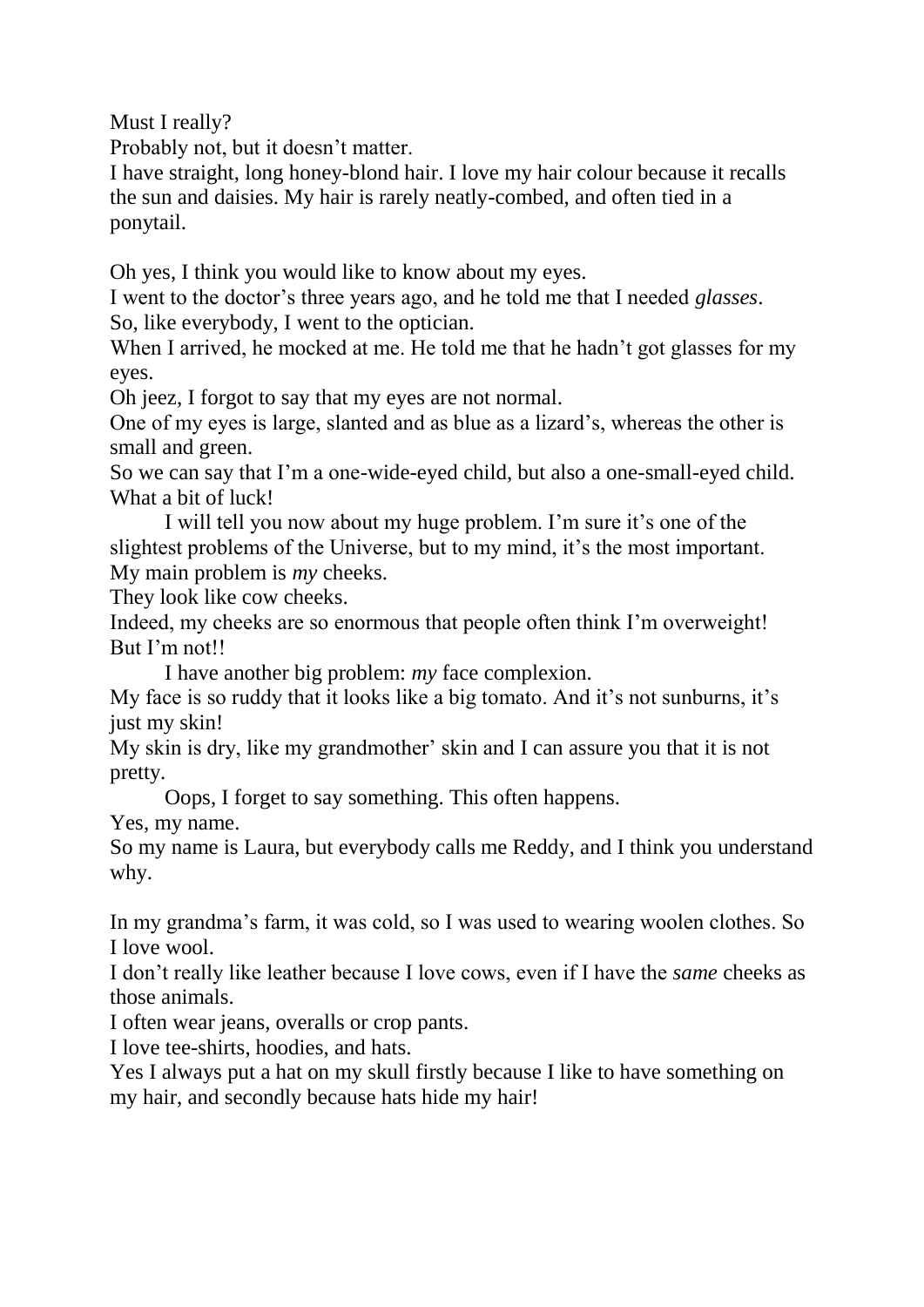Must I really?

Probably not, but it doesn't matter.

I have straight, long honey-blond hair. I love my hair colour because it recalls the sun and daisies. My hair is rarely neatly-combed, and often tied in a ponytail.

Oh yes, I think you would like to know about my eyes.

I went to the doctor's three years ago, and he told me that I needed *glasses*.

So, like everybody, I went to the optician.

When I arrived, he mocked at me. He told me that he hadn't got glasses for my eyes.

Oh jeez, I forgot to say that my eyes are not normal.

One of my eyes is large, slanted and as blue as a lizard's, whereas the other is small and green.

So we can say that I'm a one-wide-eyed child, but also a one-small-eyed child.

What a bit of luck!

I will tell you now about my huge problem. I'm sure it's one of the slightest problems of the Universe, but to my mind, it's the most important.

My main problem is *my* cheeks.

They look like cow cheeks.

Indeed, my cheeks are so enormous that people often think I'm overweight!

But I'm not!!

I have another big problem: *my* face complexion.

My face is so ruddy that it looks like a big tomato. And it's not sunburns, it's just my skin!

My skin is dry, like my grandmother' skin and I can assure you that it is not pretty.

Oops, I forget to say something. This often happens.

Yes, my name.

So my name is Laura, but everybody calls me Reddy, and I think you understand why.

In my grandma's farm, it was cold, so I was used to wearing woolen clothes. So I love wool.

I don't really like leather because I love cows, even if I have the *same* cheeks as those animals.

I often wear jeans, overalls or crop pants.

I love tee-shirts, hoodies, and hats.

Yes I always put a hat on my skull firstly because I like to have something on my hair, and secondly because hats hide my hair!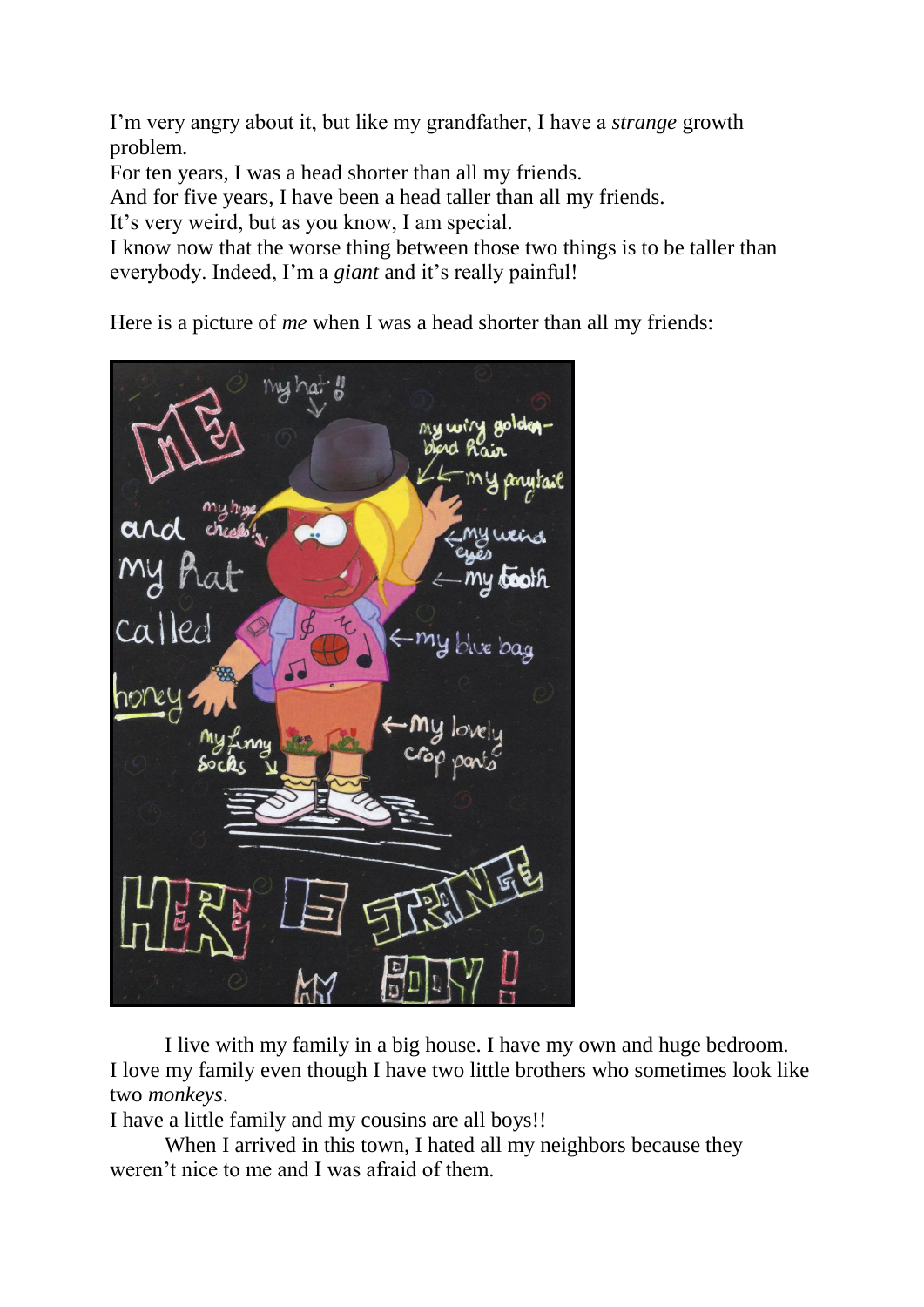I’m very angry about it, but like my grandfather, I have a *strange* growth problem.
For ten years, I was a head shorter than all my friends.
And for five years, I have been a head taller than all my friends.
It’s very weird, but as you know, I am special.
I know now that the worse thing between those two things is to be taller than everybody. Indeed, I’m a *giant* and it’s really painful!

Here is a picture of *me* when I was a head shorter than all my friends:

I live with my family in a big house. I have my own and huge bedroom. I love my family even though I have two little brothers who sometimes look like two *monkeys*.
I have a little family and my cousins are all boys!!

When I arrived in this town, I hated all my neighbors because they weren’t nice to me and I was afraid of them.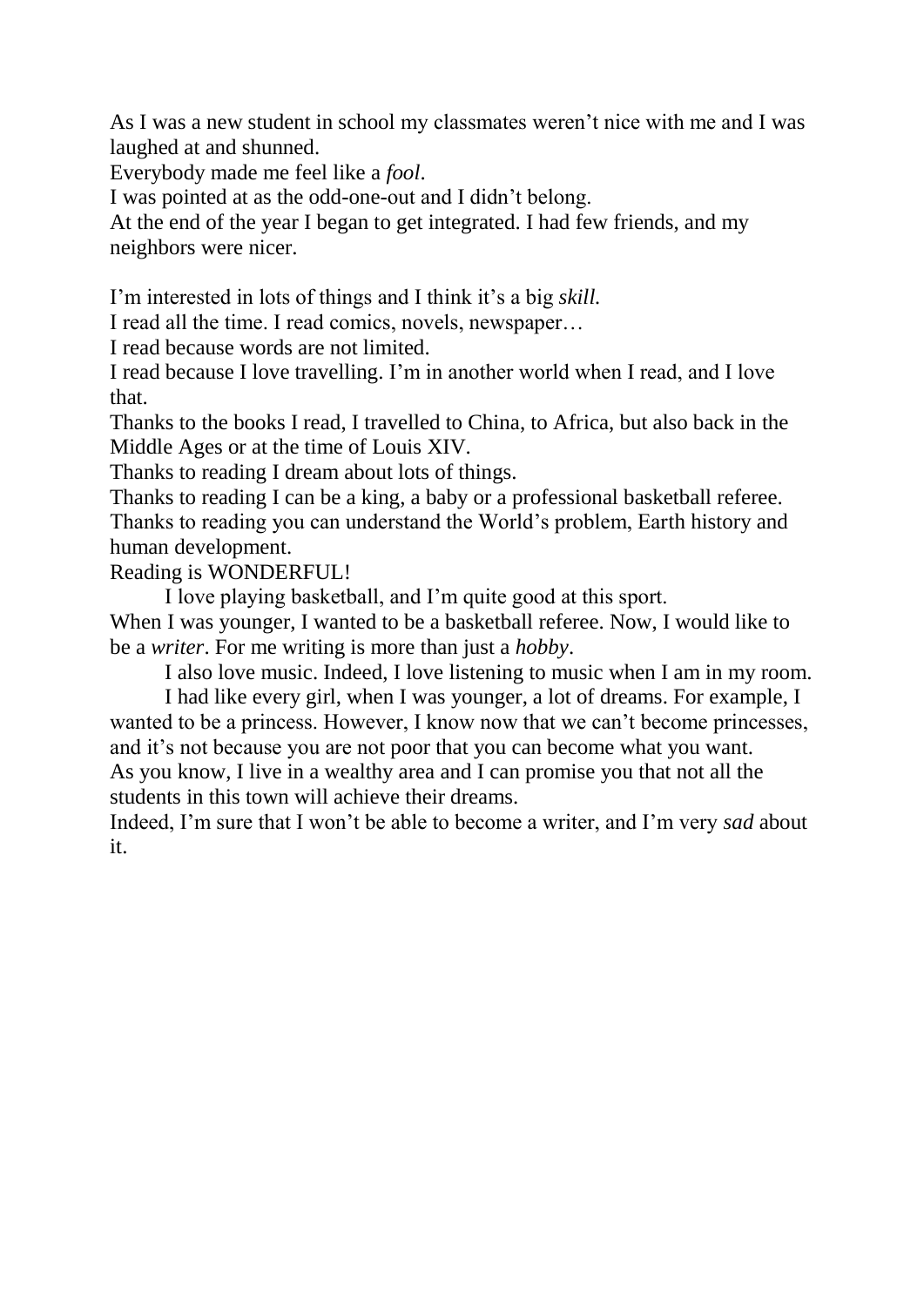As I was a new student in school my classmates weren't nice with me and I was laughed at and shunned.

Everybody made me feel like a *fool*.

I was pointed at as the odd-one-out and I didn't belong.

At the end of the year I began to get integrated. I had few friends, and my neighbors were nicer.

I'm interested in lots of things and I think it's a big *skill.*

I read all the time. I read comics, novels, newspaper…

I read because words are not limited.

I read because I love travelling. I'm in another world when I read, and I love that.

Thanks to the books I read, I travelled to China, to Africa, but also back in the Middle Ages or at the time of Louis XIV.

Thanks to reading I dream about lots of things.

Thanks to reading I can be a king, a baby or a professional basketball referee.

Thanks to reading you can understand the World's problem, Earth history and human development.

Reading is WONDERFUL!

I love playing basketball, and I'm quite good at this sport.

When I was younger, I wanted to be a basketball referee. Now, I would like to be a *writer*. For me writing is more than just a *hobby*.

I also love music. Indeed, I love listening to music when I am in my room.

I had like every girl, when I was younger, a lot of dreams. For example, I wanted to be a princess. However, I know now that we can't become princesses, and it's not because you are not poor that you can become what you want.

As you know, I live in a wealthy area and I can promise you that not all the students in this town will achieve their dreams.

Indeed, I'm sure that I won't be able to become a writer, and I'm very *sad* about it.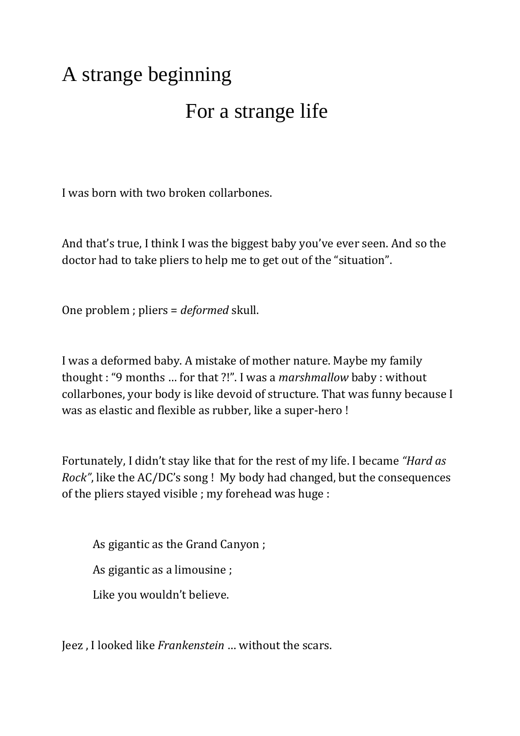# A strange beginning

## For a strange life

I was born with two broken collarbones.

And that's true, I think I was the biggest baby you've ever seen. And so the doctor had to take pliers to help me to get out of the "situation".

One problem ; pliers = *deformed* skull.

I was a deformed baby. A mistake of mother nature. Maybe my family thought : "9 months … for that ?!". I was a *marshmallow* baby : without collarbones, your body is like devoid of structure. That was funny because I was as elastic and flexible as rubber, like a super-hero !

Fortunately, I didn't stay like that for the rest of my life. I became *"Hard as Rock"*, like the AC/DC's song ! My body had changed, but the consequences of the pliers stayed visible ; my forehead was huge :

> As gigantic as the Grand Canyon ;
>
> As gigantic as a limousine ;
>
> Like you wouldn't believe.

Jeez , I looked like *Frankenstein* … without the scars.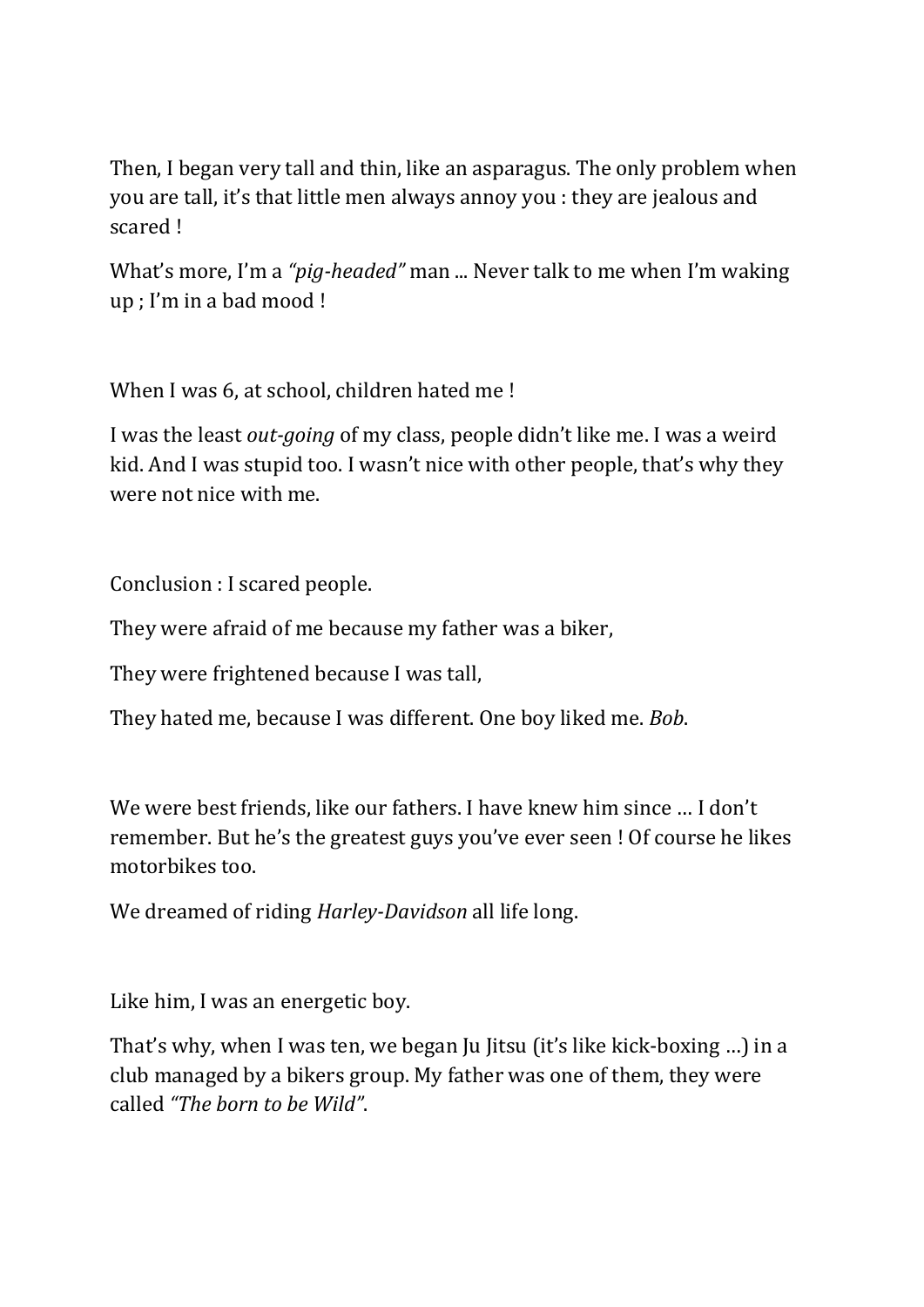Then, I began very tall and thin, like an asparagus. The only problem when you are tall, it's that little men always annoy you : they are jealous and scared !

What's more, I'm a *"pig-headed"* man ... Never talk to me when I'm waking up ; I'm in a bad mood !

When I was 6, at school, children hated me !

I was the least *out-going* of my class, people didn't like me. I was a weird kid. And I was stupid too. I wasn't nice with other people, that's why they were not nice with me.

Conclusion : I scared people.

They were afraid of me because my father was a biker,

They were frightened because I was tall,

They hated me, because I was different. One boy liked me. *Bob*.

We were best friends, like our fathers. I have knew him since … I don't remember. But he's the greatest guys you've ever seen ! Of course he likes motorbikes too.

We dreamed of riding *Harley-Davidson* all life long.

Like him, I was an energetic boy.

That's why, when I was ten, we began Ju Jitsu (it's like kick-boxing …) in a club managed by a bikers group. My father was one of them, they were called *"The born to be Wild"*.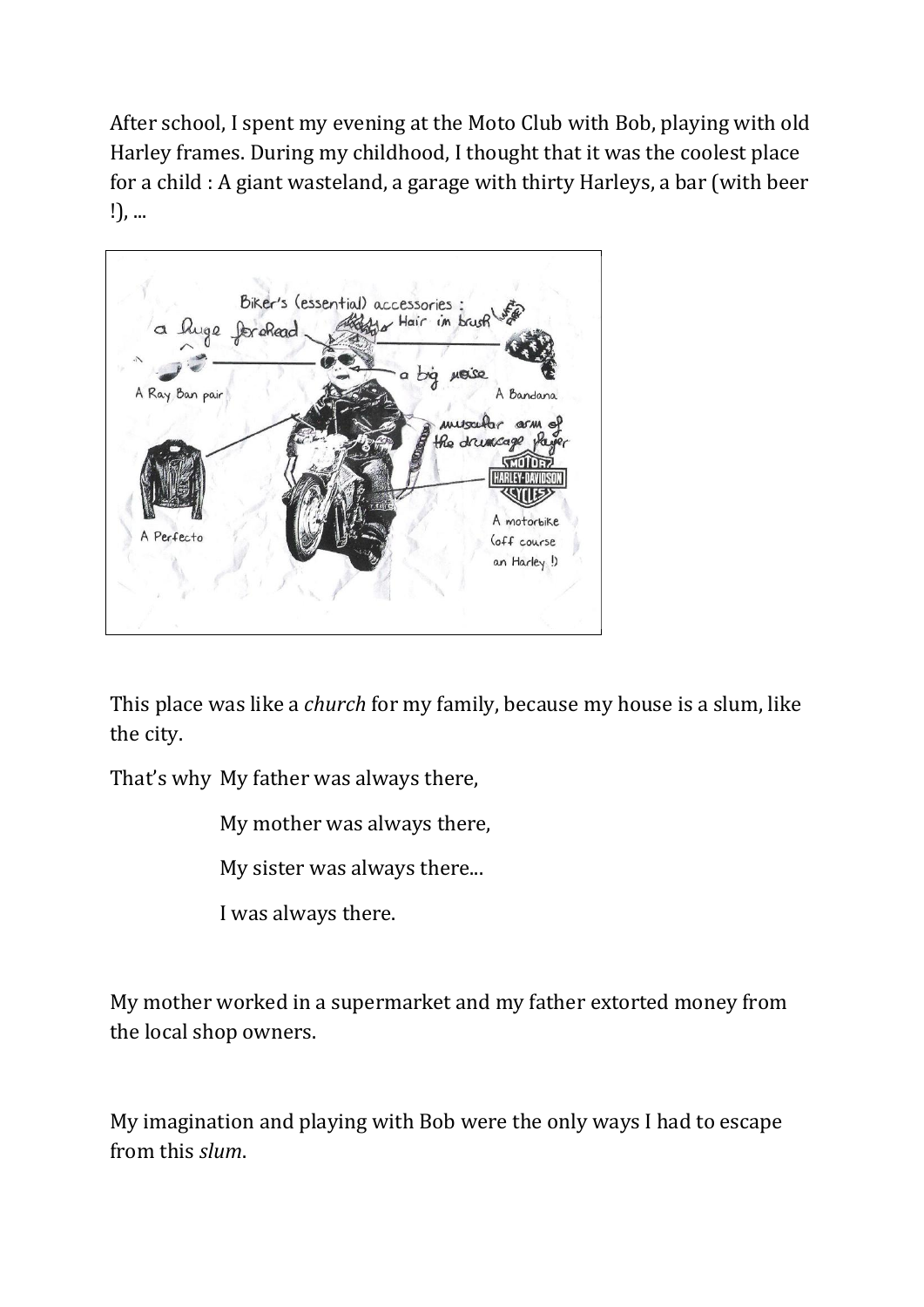After school, I spent my evening at the Moto Club with Bob, playing with old Harley frames. During my childhood, I thought that it was the coolest place for a child : A giant wasteland, a garage with thirty Harleys, a bar (with beer !), ...

This place was like a *church* for my family, because my house is a slum, like the city.

That's why My father was always there,

My mother was always there,

My sister was always there...

I was always there.

My mother worked in a supermarket and my father extorted money from the local shop owners.

My imagination and playing with Bob were the only ways I had to escape from this *slum*.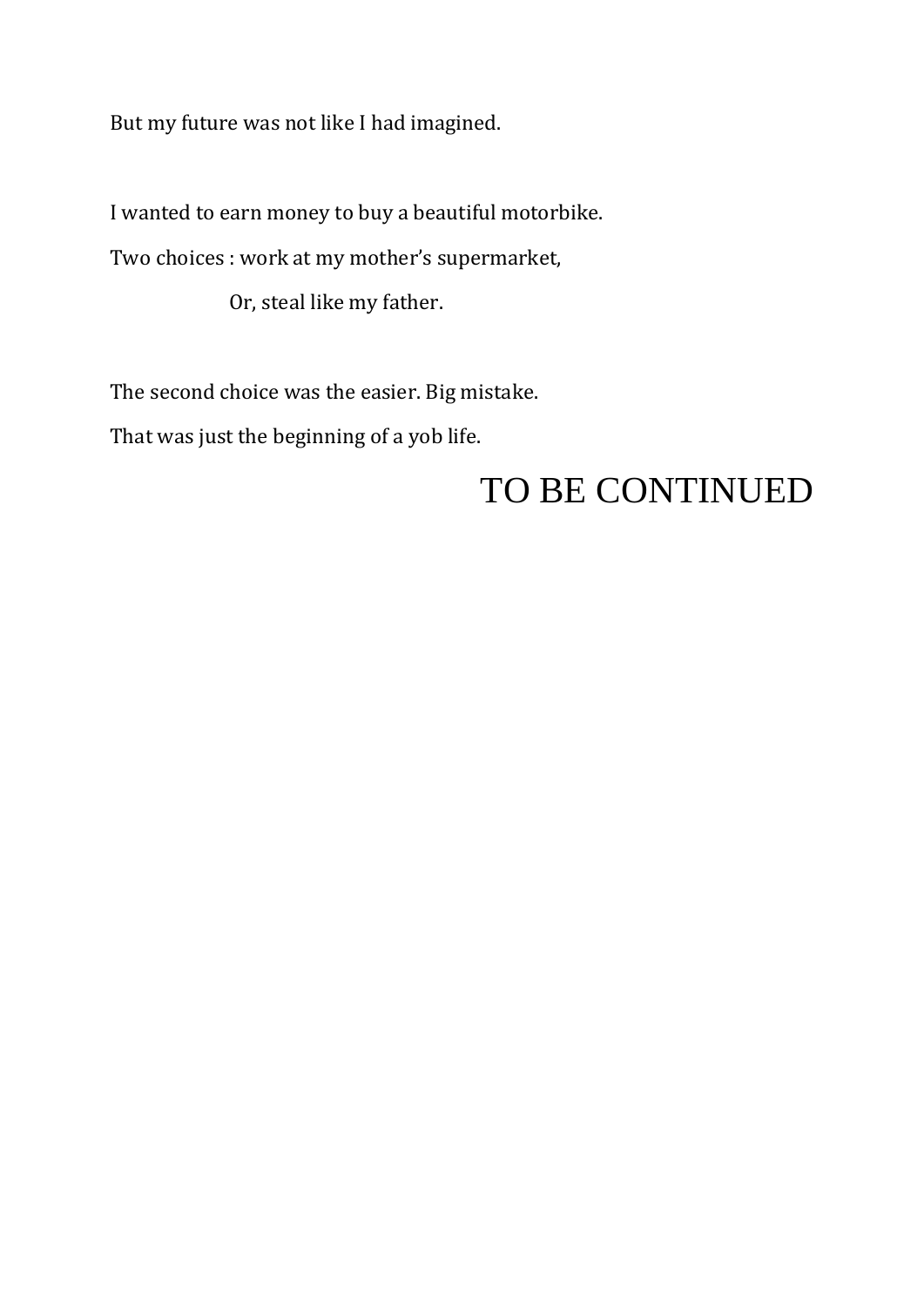But my future was not like I had imagined.

I wanted to earn money to buy a beautiful motorbike.

Two choices : work at my mother's supermarket,

Or, steal like my father.

The second choice was the easier. Big mistake.

That was just the beginning of a yob life.

TO BE CONTINUED